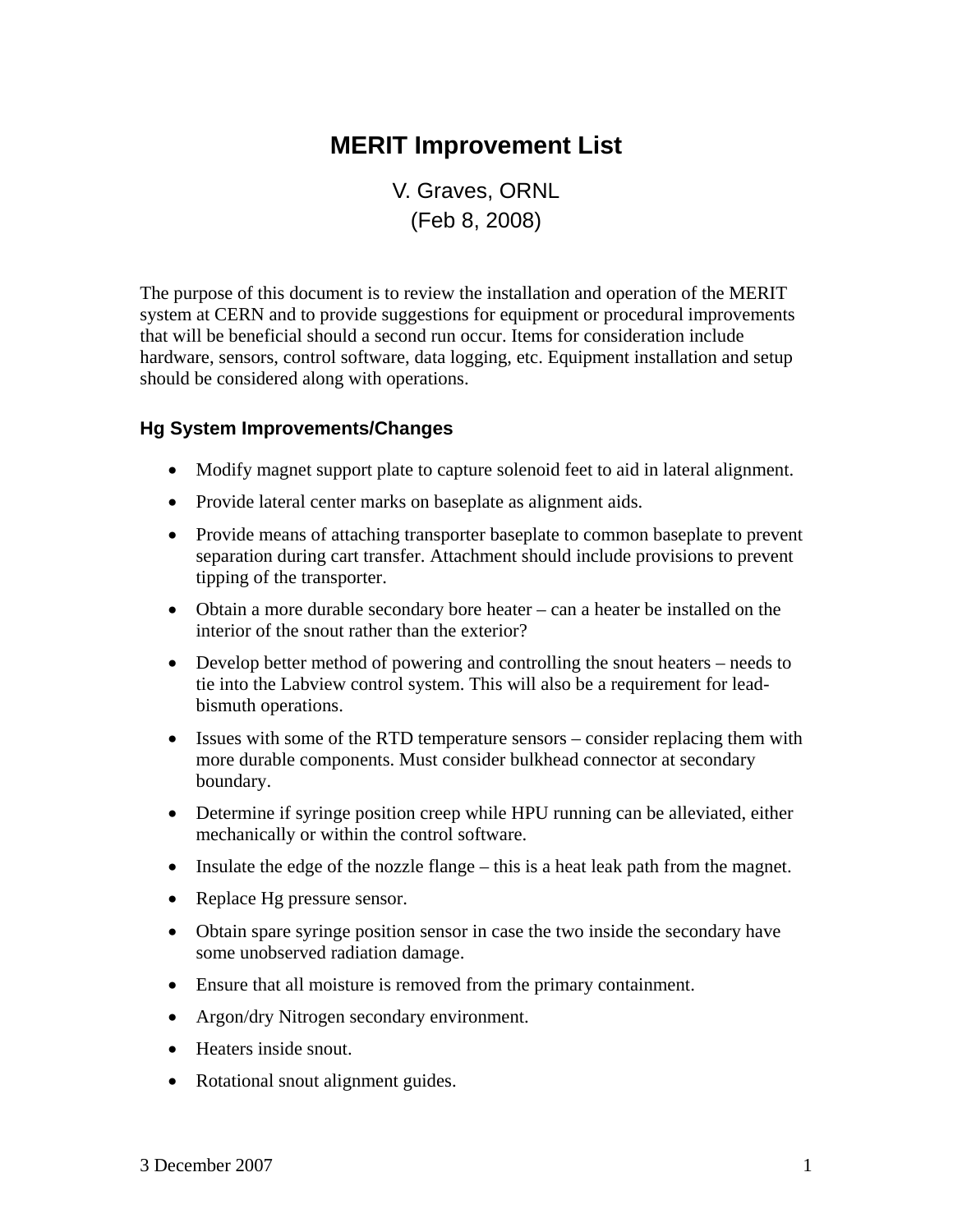# MERIT Improvement List

V. Graves, ORNL

(Feb 8, 2008)

The purpose of this document is to review the installation and operation of the MERIT system at CERN and to provide suggestions for equipment or procedural improvements that will be beneficial should a second run occur. Items for consideration include hardware, sensors, control software, data logging, etc. Equipment installation and setup should be considered along with operations.

## Hg System Improvements/Changes

- Modify magnet support plate to capture solenoid feet to aid in lateral alignment.
- Provide lateral center marks on baseplate as alignment aids.
- Provide means of attaching transporter baseplate to common baseplate to prevent separation during cart transfer. Attachment should include provisions to prevent tipping of the transporter.
- Obtain a more durable secondary bore heater – can a heater be installed on the interior of the snout rather than the exterior?
- Develop better method of powering and controlling the snout heaters – needs to tie into the Labview control system. This will also be a requirement for lead-bismuth operations.
- Issues with some of the RTD temperature sensors – consider replacing them with more durable components. Must consider bulkhead connector at secondary boundary.
- Determine if syringe position creep while HPU running can be alleviated, either mechanically or within the control software.
- Insulate the edge of the nozzle flange – this is a heat leak path from the magnet.
- Replace Hg pressure sensor.
- Obtain spare syringe position sensor in case the two inside the secondary have some unobserved radiation damage.
- Ensure that all moisture is removed from the primary containment.
- Argon/dry Nitrogen secondary environment.
- Heaters inside snout.
- Rotational snout alignment guides.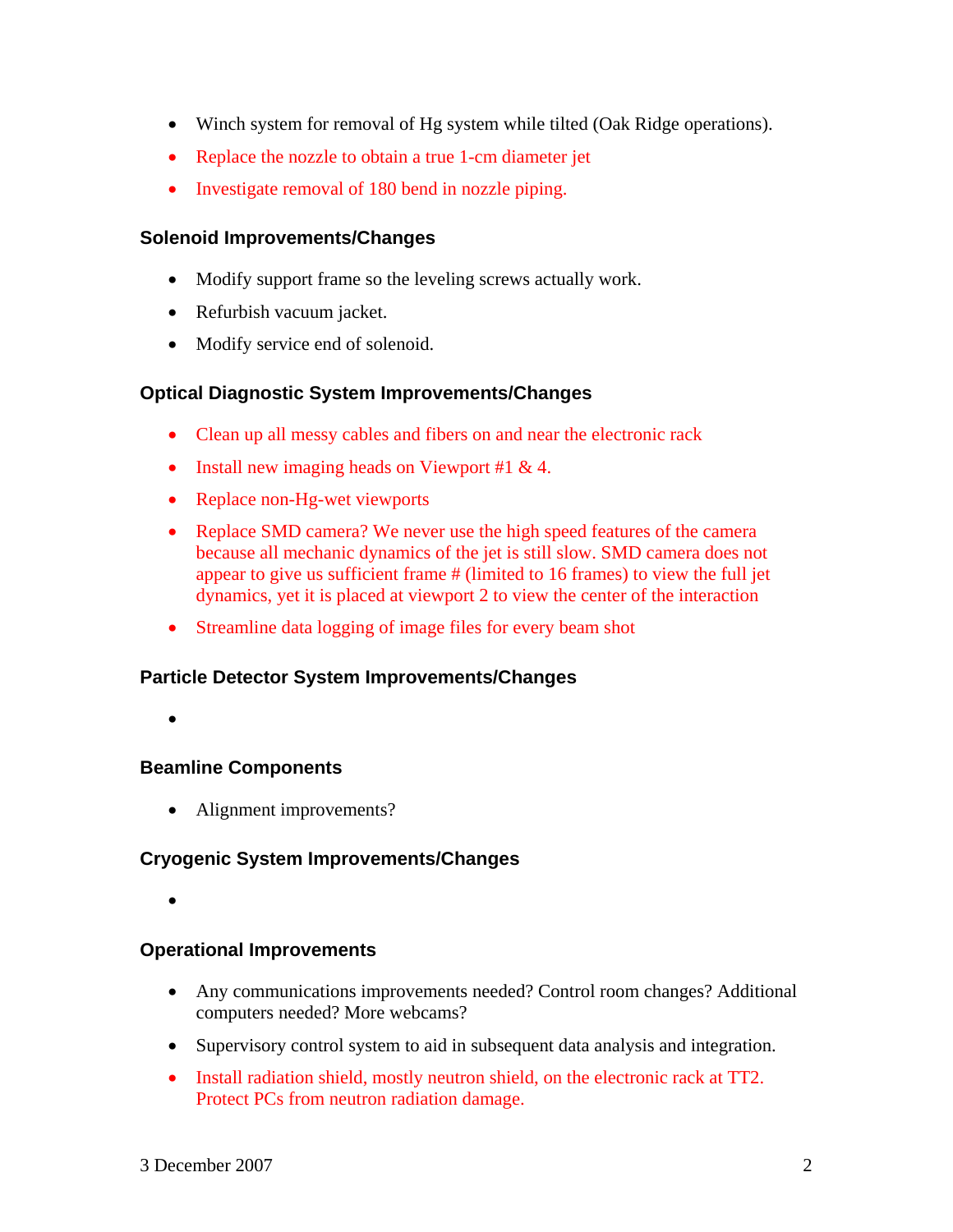- Winch system for removal of Hg system while tilted (Oak Ridge operations).
- Replace the nozzle to obtain a true 1-cm diameter jet
- Investigate removal of 180 bend in nozzle piping.

### Solenoid Improvements/Changes

- Modify support frame so the leveling screws actually work.
- Refurbish vacuum jacket.
- Modify service end of solenoid.

### Optical Diagnostic System Improvements/Changes

- Clean up all messy cables and fibers on and near the electronic rack
- Install new imaging heads on Viewport #1 & 4.
- Replace non-Hg-wet viewports
- Replace SMD camera? We never use the high speed features of the camera because all mechanic dynamics of the jet is still slow. SMD camera does not appear to give us sufficient frame # (limited to 16 frames) to view the full jet dynamics, yet it is placed at viewport 2 to view the center of the interaction
- Streamline data logging of image files for every beam shot

### Particle Detector System Improvements/Changes

- 

### Beamline Components

- Alignment improvements?

### Cryogenic System Improvements/Changes

- 

### Operational Improvements

- Any communications improvements needed? Control room changes? Additional computers needed? More webcams?
- Supervisory control system to aid in subsequent data analysis and integration.
- Install radiation shield, mostly neutron shield, on the electronic rack at TT2. Protect PCs from neutron radiation damage.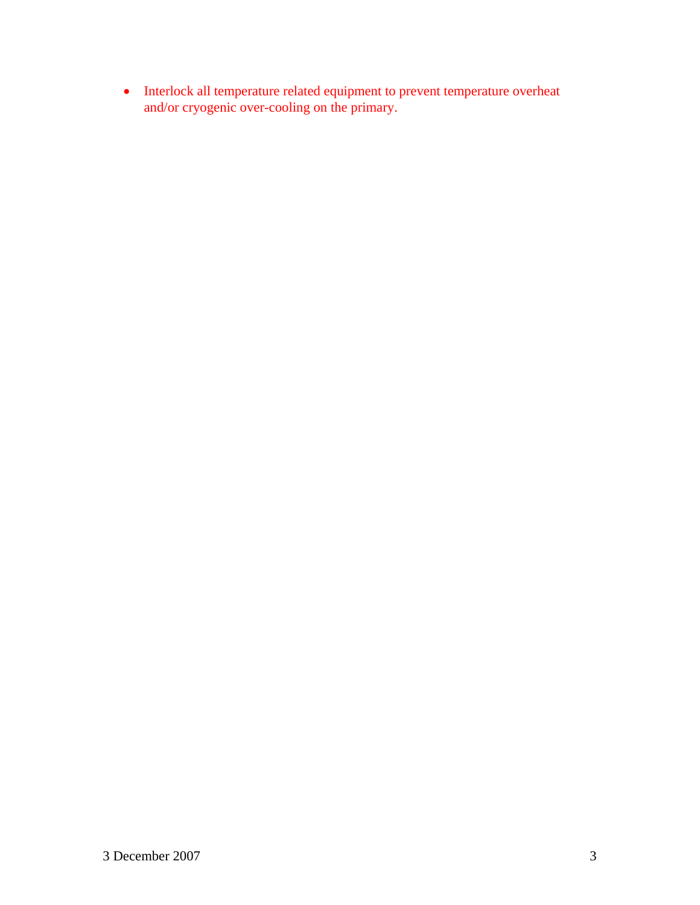- Interlock all temperature related equipment to prevent temperature overheat and/or cryogenic over-cooling on the primary.